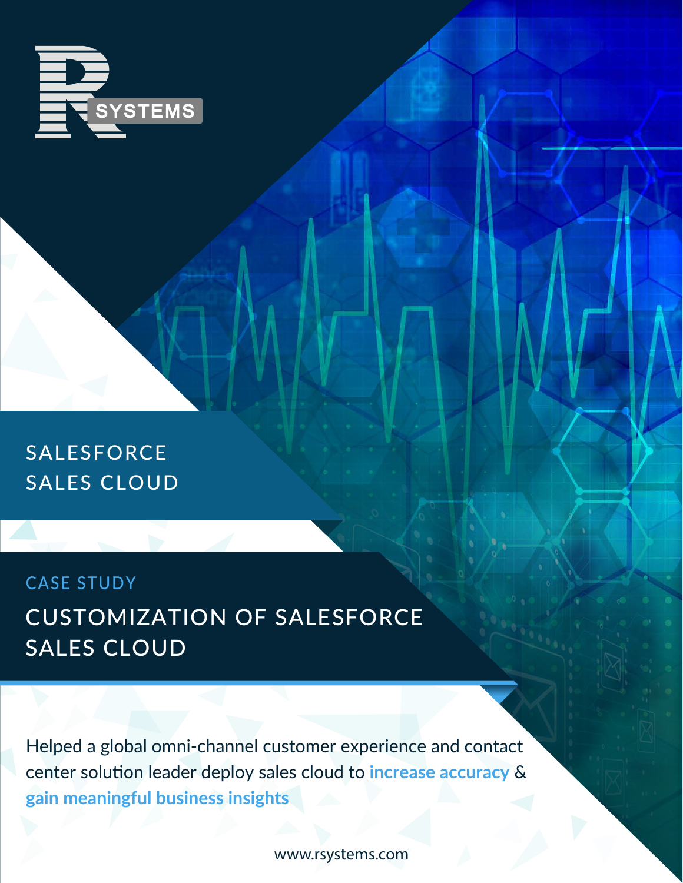R SYSTEMS

# SALESFORCE SALES CLOUD

CASE STUDY

## CUSTOMIZATION OF SALESFORCE SALES CLOUD

Helped a global omni-channel customer experience and contact center solution leader deploy sales cloud to **increase accuracy** & **gain meaningful business insights**

www.rsystems.com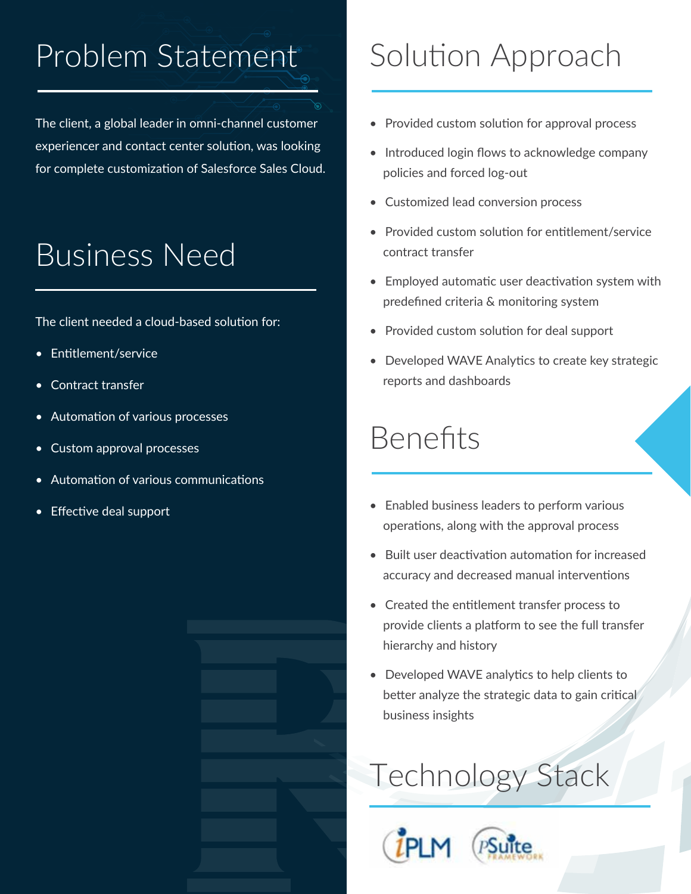# Problem Statement

The client, a global leader in omni-channel customer experiencer and contact center solution, was looking for complete customization of Salesforce Sales Cloud.

# Business Need

The client needed a cloud-based solution for:

- Entitlement/service
- Contract transfer
- Automation of various processes
- Custom approval processes
- Automation of various communications
- Effective deal support

# Solution Approach

- Provided custom solution for approval process
- Introduced login flows to acknowledge company policies and forced log-out
- Customized lead conversion process
- Provided custom solution for entitlement/service contract transfer
- Employed automatic user deactivation system with predefined criteria & monitoring system
- Provided custom solution for deal support
- Developed WAVE Analytics to create key strategic reports and dashboards

# Benefits

- Enabled business leaders to perform various operations, along with the approval process
- Built user deactivation automation for increased accuracy and decreased manual interventions
- Created the entitlement transfer process to provide clients a platform to see the full transfer hierarchy and history
- Developed WAVE analytics to help clients to better analyze the strategic data to gain critical business insights

# Technology Stack

iPLM PSuite FRAMEWORK